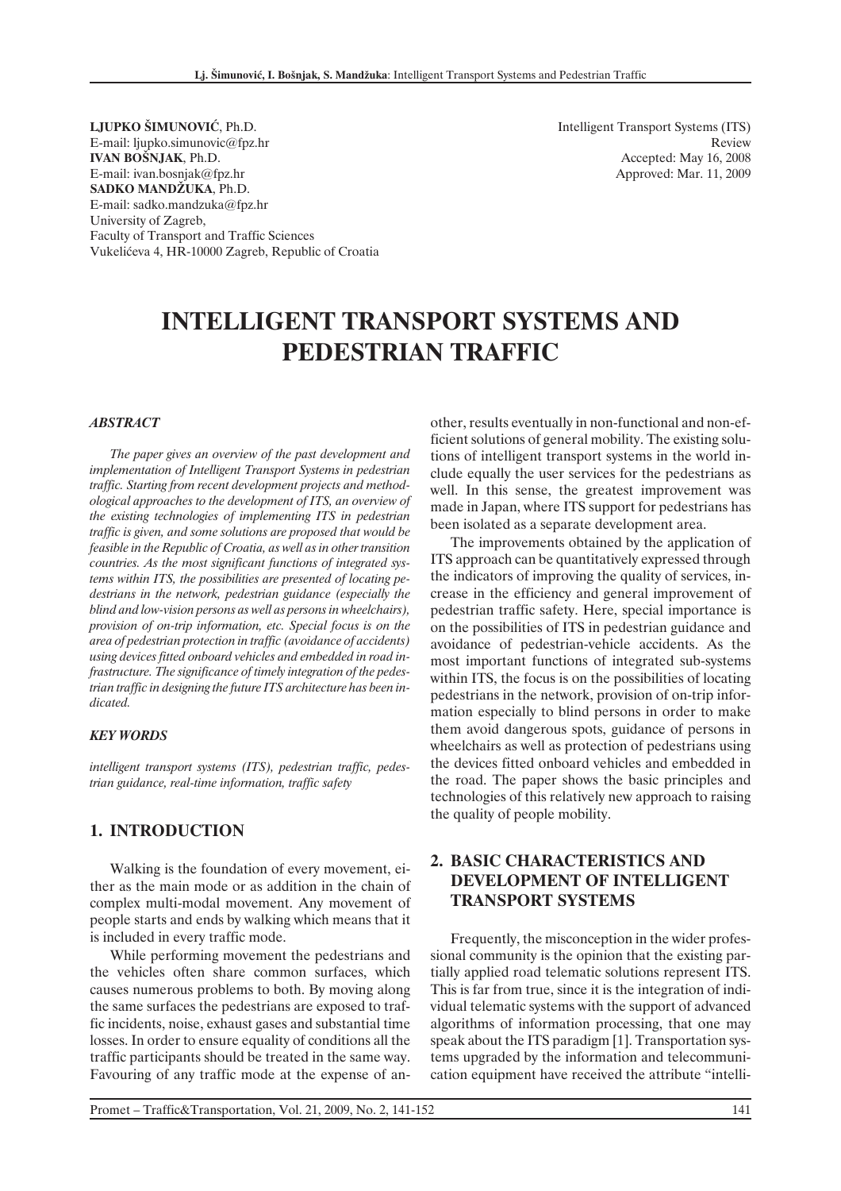**LJUPKO ŠIMUNOVIĆ**, Ph.D.
E-mail: ljupko.simunovic@fpz.hr
**IVAN BOŠNJAK**, Ph.D.
E-mail: ivan.bosnjak@fpz.hr
**SADKO MANDŽUKA**, Ph.D.
E-mail: sadko.mandzuka@fpz.hr
University of Zagreb,
Faculty of Transport and Traffic Sciences
Vukelićeva 4, HR-10000 Zagreb, Republic of Croatia

Intelligent Transport Systems (ITS)
Review
Accepted: May 16, 2008
Approved: Mar. 11, 2009

# INTELLIGENT TRANSPORT SYSTEMS AND PEDESTRIAN TRAFFIC

### *ABSTRACT*

*The paper gives an overview of the past development and implementation of Intelligent Transport Systems in pedestrian traffic. Starting from recent development projects and methodological approaches to the development of ITS, an overview of the existing technologies of implementing ITS in pedestrian traffic is given, and some solutions are proposed that would be feasible in the Republic of Croatia, as well as in other transition countries. As the most significant functions of integrated systems within ITS, the possibilities are presented of locating pedestrians in the network, pedestrian guidance (especially the blind and low-vision persons as well as persons in wheelchairs), provision of on-trip information, etc. Special focus is on the area of pedestrian protection in traffic (avoidance of accidents) using devices fitted onboard vehicles and embedded in road infrastructure. The significance of timely integration of the pedestrian traffic in designing the future ITS architecture has been indicated.*

### *KEY WORDS*

*intelligent transport systems (ITS), pedestrian traffic, pedestrian guidance, real-time information, traffic safety*

## 1. INTRODUCTION

Walking is the foundation of every movement, either as the main mode or as addition in the chain of complex multi-modal movement. Any movement of people starts and ends by walking which means that it is included in every traffic mode.

While performing movement the pedestrians and the vehicles often share common surfaces, which causes numerous problems to both. By moving along the same surfaces the pedestrians are exposed to traffic incidents, noise, exhaust gases and substantial time losses. In order to ensure equality of conditions all the traffic participants should be treated in the same way. Favouring of any traffic mode at the expense of another, results eventually in non-functional and non-efficient solutions of general mobility. The existing solutions of intelligent transport systems in the world include equally the user services for the pedestrians as well. In this sense, the greatest improvement was made in Japan, where ITS support for pedestrians has been isolated as a separate development area.

The improvements obtained by the application of ITS approach can be quantitatively expressed through the indicators of improving the quality of services, increase in the efficiency and general improvement of pedestrian traffic safety. Here, special importance is on the possibilities of ITS in pedestrian guidance and avoidance of pedestrian-vehicle accidents. As the most important functions of integrated sub-systems within ITS, the focus is on the possibilities of locating pedestrians in the network, provision of on-trip information especially to blind persons in order to make them avoid dangerous spots, guidance of persons in wheelchairs as well as protection of pedestrians using the devices fitted onboard vehicles and embedded in the road. The paper shows the basic principles and technologies of this relatively new approach to raising the quality of people mobility.

## 2. BASIC CHARACTERISTICS AND DEVELOPMENT OF INTELLIGENT TRANSPORT SYSTEMS

Frequently, the misconception in the wider professional community is the opinion that the existing partially applied road telematic solutions represent ITS. This is far from true, since it is the integration of individual telematic systems with the support of advanced algorithms of information processing, that one may speak about the ITS paradigm [1]. Transportation systems upgraded by the information and telecommunication equipment have received the attribute "intelli-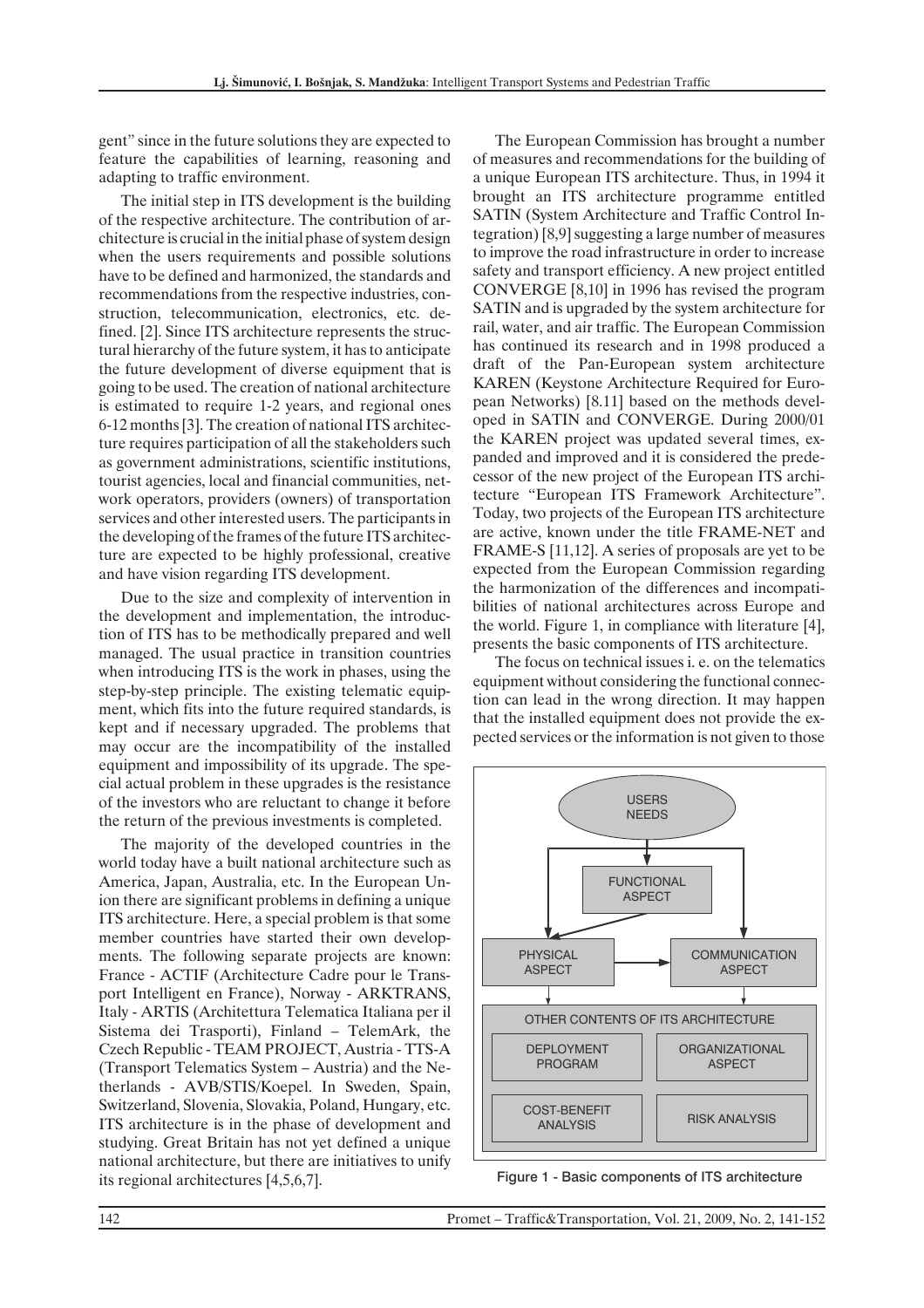gent" since in the future solutions they are expected to feature the capabilities of learning, reasoning and adapting to traffic environment.

The initial step in ITS development is the building of the respective architecture. The contribution of architecture is crucial in the initial phase of system design when the users requirements and possible solutions have to be defined and harmonized, the standards and recommendations from the respective industries, construction, telecommunication, electronics, etc. defined. [2]. Since ITS architecture represents the structural hierarchy of the future system, it has to anticipate the future development of diverse equipment that is going to be used. The creation of national architecture is estimated to require 1-2 years, and regional ones 6-12 months [3]. The creation of national ITS architecture requires participation of all the stakeholders such as government administrations, scientific institutions, tourist agencies, local and financial communities, network operators, providers (owners) of transportation services and other interested users. The participants in the developing of the frames of the future ITS architecture are expected to be highly professional, creative and have vision regarding ITS development.

Due to the size and complexity of intervention in the development and implementation, the introduction of ITS has to be methodically prepared and well managed. The usual practice in transition countries when introducing ITS is the work in phases, using the step-by-step principle. The existing telematic equipment, which fits into the future required standards, is kept and if necessary upgraded. The problems that may occur are the incompatibility of the installed equipment and impossibility of its upgrade. The special actual problem in these upgrades is the resistance of the investors who are reluctant to change it before the return of the previous investments is completed.

The majority of the developed countries in the world today have a built national architecture such as America, Japan, Australia, etc. In the European Union there are significant problems in defining a unique ITS architecture. Here, a special problem is that some member countries have started their own developments. The following separate projects are known: France - ACTIF (Architecture Cadre pour le Transport Intelligent en France), Norway - ARKTRANS, Italy - ARTIS (Architettura Telematica Italiana per il Sistema dei Trasporti), Finland – TelemArk, the Czech Republic - TEAM PROJECT, Austria - TTS-A (Transport Telematics System – Austria) and the Netherlands - AVB/STIS/Koepel. In Sweden, Spain, Switzerland, Slovenia, Slovakia, Poland, Hungary, etc. ITS architecture is in the phase of development and studying. Great Britain has not yet defined a unique national architecture, but there are initiatives to unify its regional architectures [4,5,6,7].

The European Commission has brought a number of measures and recommendations for the building of a unique European ITS architecture. Thus, in 1994 it brought an ITS architecture programme entitled SATIN (System Architecture and Traffic Control Integration) [8,9] suggesting a large number of measures to improve the road infrastructure in order to increase safety and transport efficiency. A new project entitled CONVERGE [8,10] in 1996 has revised the program SATIN and is upgraded by the system architecture for rail, water, and air traffic. The European Commission has continued its research and in 1998 produced a draft of the Pan-European system architecture KAREN (Keystone Architecture Required for European Networks) [8.11] based on the methods developed in SATIN and CONVERGE. During 2000/01 the KAREN project was updated several times, expanded and improved and it is considered the predecessor of the new project of the European ITS architecture "European ITS Framework Architecture". Today, two projects of the European ITS architecture are active, known under the title FRAME-NET and FRAME-S [11,12]. A series of proposals are yet to be expected from the European Commission regarding the harmonization of the differences and incompatibilities of national architectures across Europe and the world. Figure 1, in compliance with literature [4], presents the basic components of ITS architecture.

The focus on technical issues i. e. on the telematics equipment without considering the functional connection can lead in the wrong direction. It may happen that the installed equipment does not provide the expected services or the information is not given to those

Figure 1 - Basic components of ITS architecture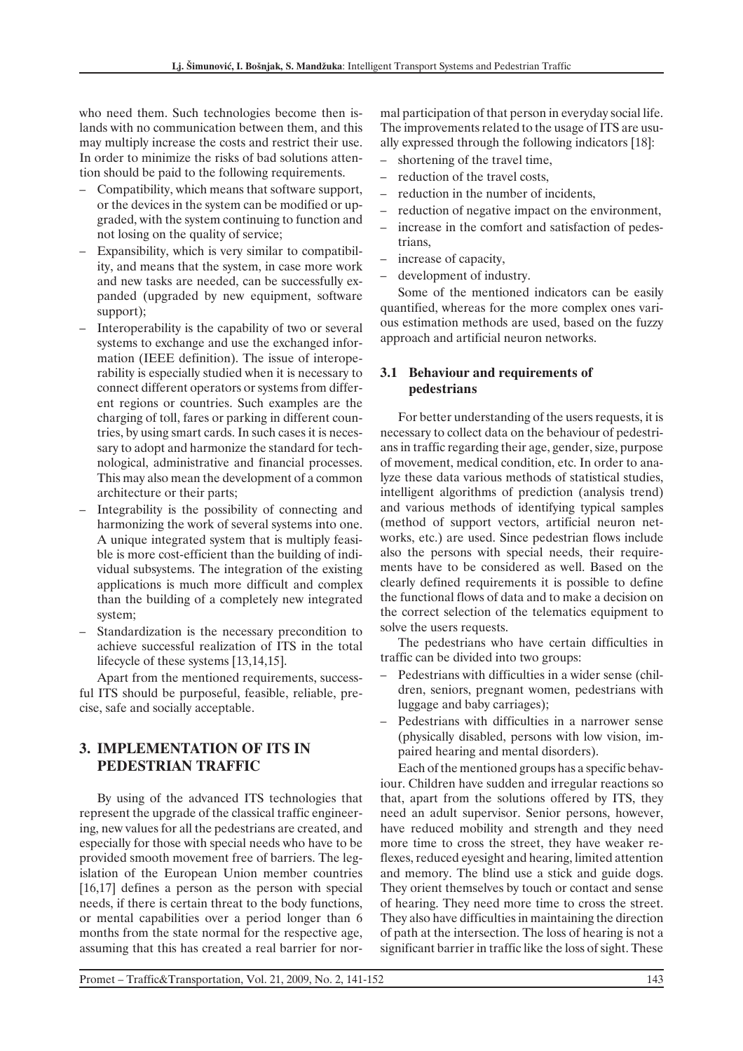who need them. Such technologies become then islands with no communication between them, and this may multiply increase the costs and restrict their use. In order to minimize the risks of bad solutions attention should be paid to the following requirements.

- Compatibility, which means that software support, or the devices in the system can be modified or upgraded, with the system continuing to function and not losing on the quality of service;
- Expansibility, which is very similar to compatibility, and means that the system, in case more work and new tasks are needed, can be successfully expanded (upgraded by new equipment, software support);
- Interoperability is the capability of two or several systems to exchange and use the exchanged information (IEEE definition). The issue of interoperability is especially studied when it is necessary to connect different operators or systems from different regions or countries. Such examples are the charging of toll, fares or parking in different countries, by using smart cards. In such cases it is necessary to adopt and harmonize the standard for technological, administrative and financial processes. This may also mean the development of a common architecture or their parts;
- Integrability is the possibility of connecting and harmonizing the work of several systems into one. A unique integrated system that is multiply feasible is more cost-efficient than the building of individual subsystems. The integration of the existing applications is much more difficult and complex than the building of a completely new integrated system;
- Standardization is the necessary precondition to achieve successful realization of ITS in the total lifecycle of these systems [13,14,15].

Apart from the mentioned requirements, successful ITS should be purposeful, feasible, reliable, precise, safe and socially acceptable.

## 3. IMPLEMENTATION OF ITS IN PEDESTRIAN TRAFFIC

By using of the advanced ITS technologies that represent the upgrade of the classical traffic engineering, new values for all the pedestrians are created, and especially for those with special needs who have to be provided smooth movement free of barriers. The legislation of the European Union member countries [16,17] defines a person as the person with special needs, if there is certain threat to the body functions, or mental capabilities over a period longer than 6 months from the state normal for the respective age, assuming that this has created a real barrier for normal participation of that person in everyday social life. The improvements related to the usage of ITS are usually expressed through the following indicators [18]:

- shortening of the travel time,
- reduction of the travel costs,
- reduction in the number of incidents,
- reduction of negative impact on the environment,
- increase in the comfort and satisfaction of pedestrians,
- increase of capacity,
- development of industry.

Some of the mentioned indicators can be easily quantified, whereas for the more complex ones various estimation methods are used, based on the fuzzy approach and artificial neuron networks.

### 3.1 Behaviour and requirements of pedestrians

For better understanding of the users requests, it is necessary to collect data on the behaviour of pedestrians in traffic regarding their age, gender, size, purpose of movement, medical condition, etc. In order to analyze these data various methods of statistical studies, intelligent algorithms of prediction (analysis trend) and various methods of identifying typical samples (method of support vectors, artificial neuron networks, etc.) are used. Since pedestrian flows include also the persons with special needs, their requirements have to be considered as well. Based on the clearly defined requirements it is possible to define the functional flows of data and to make a decision on the correct selection of the telematics equipment to solve the users requests.

The pedestrians who have certain difficulties in traffic can be divided into two groups:

- Pedestrians with difficulties in a wider sense (children, seniors, pregnant women, pedestrians with luggage and baby carriages);
- Pedestrians with difficulties in a narrower sense (physically disabled, persons with low vision, impaired hearing and mental disorders).

Each of the mentioned groups has a specific behaviour. Children have sudden and irregular reactions so that, apart from the solutions offered by ITS, they need an adult supervisor. Senior persons, however, have reduced mobility and strength and they need more time to cross the street, they have weaker reflexes, reduced eyesight and hearing, limited attention and memory. The blind use a stick and guide dogs. They orient themselves by touch or contact and sense of hearing. They need more time to cross the street. They also have difficulties in maintaining the direction of path at the intersection. The loss of hearing is not a significant barrier in traffic like the loss of sight. These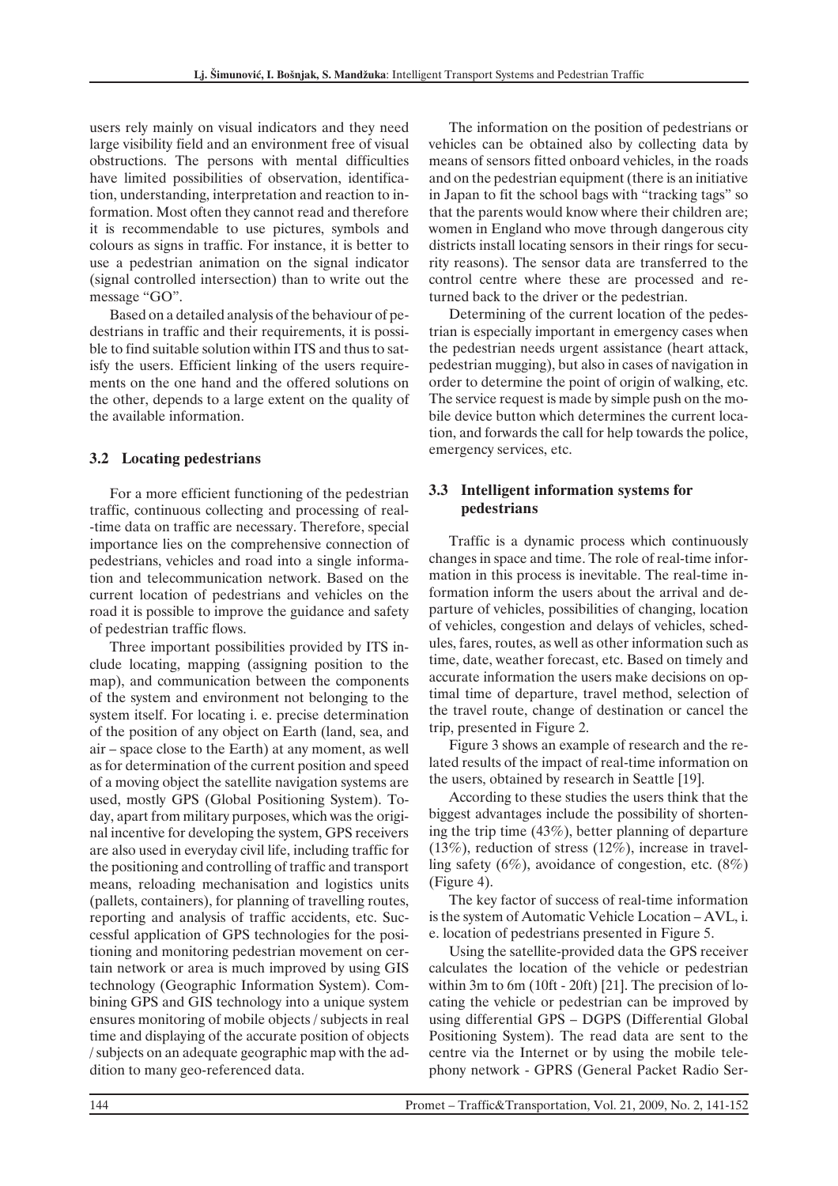users rely mainly on visual indicators and they need large visibility field and an environment free of visual obstructions. The persons with mental difficulties have limited possibilities of observation, identification, understanding, interpretation and reaction to information. Most often they cannot read and therefore it is recommendable to use pictures, symbols and colours as signs in traffic. For instance, it is better to use a pedestrian animation on the signal indicator (signal controlled intersection) than to write out the message "GO".

Based on a detailed analysis of the behaviour of pedestrians in traffic and their requirements, it is possible to find suitable solution within ITS and thus to satisfy the users. Efficient linking of the users requirements on the one hand and the offered solutions on the other, depends to a large extent on the quality of the available information.

### 3.2 Locating pedestrians

For a more efficient functioning of the pedestrian traffic, continuous collecting and processing of real-time data on traffic are necessary. Therefore, special importance lies on the comprehensive connection of pedestrians, vehicles and road into a single information and telecommunication network. Based on the current location of pedestrians and vehicles on the road it is possible to improve the guidance and safety of pedestrian traffic flows.

Three important possibilities provided by ITS include locating, mapping (assigning position to the map), and communication between the components of the system and environment not belonging to the system itself. For locating i. e. precise determination of the position of any object on Earth (land, sea, and air – space close to the Earth) at any moment, as well as for determination of the current position and speed of a moving object the satellite navigation systems are used, mostly GPS (Global Positioning System). Today, apart from military purposes, which was the original incentive for developing the system, GPS receivers are also used in everyday civil life, including traffic for the positioning and controlling of traffic and transport means, reloading mechanisation and logistics units (pallets, containers), for planning of travelling routes, reporting and analysis of traffic accidents, etc. Successful application of GPS technologies for the positioning and monitoring pedestrian movement on certain network or area is much improved by using GIS technology (Geographic Information System). Combining GPS and GIS technology into a unique system ensures monitoring of mobile objects / subjects in real time and displaying of the accurate position of objects / subjects on an adequate geographic map with the addition to many geo-referenced data.

The information on the position of pedestrians or vehicles can be obtained also by collecting data by means of sensors fitted onboard vehicles, in the roads and on the pedestrian equipment (there is an initiative in Japan to fit the school bags with "tracking tags" so that the parents would know where their children are; women in England who move through dangerous city districts install locating sensors in their rings for security reasons). The sensor data are transferred to the control centre where these are processed and returned back to the driver or the pedestrian.

Determining of the current location of the pedestrian is especially important in emergency cases when the pedestrian needs urgent assistance (heart attack, pedestrian mugging), but also in cases of navigation in order to determine the point of origin of walking, etc. The service request is made by simple push on the mobile device button which determines the current location, and forwards the call for help towards the police, emergency services, etc.

### 3.3 Intelligent information systems for pedestrians

Traffic is a dynamic process which continuously changes in space and time. The role of real-time information in this process is inevitable. The real-time information inform the users about the arrival and departure of vehicles, possibilities of changing, location of vehicles, congestion and delays of vehicles, schedules, fares, routes, as well as other information such as time, date, weather forecast, etc. Based on timely and accurate information the users make decisions on optimal time of departure, travel method, selection of the travel route, change of destination or cancel the trip, presented in Figure 2.

Figure 3 shows an example of research and the related results of the impact of real-time information on the users, obtained by research in Seattle [19].

According to these studies the users think that the biggest advantages include the possibility of shortening the trip time (43%), better planning of departure (13%), reduction of stress (12%), increase in travelling safety (6%), avoidance of congestion, etc. (8%) (Figure 4).

The key factor of success of real-time information is the system of Automatic Vehicle Location – AVL, i. e. location of pedestrians presented in Figure 5.

Using the satellite-provided data the GPS receiver calculates the location of the vehicle or pedestrian within 3m to 6m (10ft - 20ft) [21]. The precision of locating the vehicle or pedestrian can be improved by using differential GPS – DGPS (Differential Global Positioning System). The read data are sent to the centre via the Internet or by using the mobile telephony network - GPRS (General Packet Radio Ser-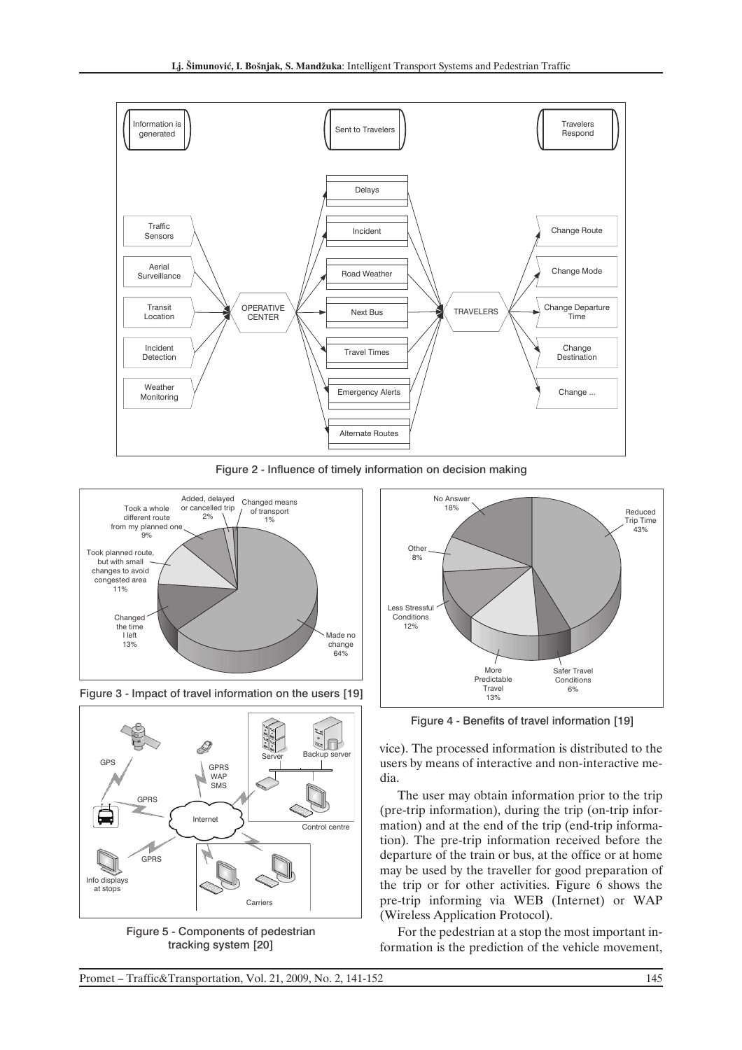Figure 2 - Influence of timely information on decision making

Figure 3 - Impact of travel information on the users [19]

Figure 4 - Benefits of travel information [19]

Figure 5 - Components of pedestrian tracking system [20]

vice). The processed information is distributed to the users by means of interactive and non-interactive media.

The user may obtain information prior to the trip (pre-trip information), during the trip (on-trip information) and at the end of the trip (end-trip information). The pre-trip information received before the departure of the train or bus, at the office or at home may be used by the traveller for good preparation of the trip or for other activities. Figure 6 shows the pre-trip informing via WEB (Internet) or WAP (Wireless Application Protocol).

For the pedestrian at a stop the most important information is the prediction of the vehicle movement,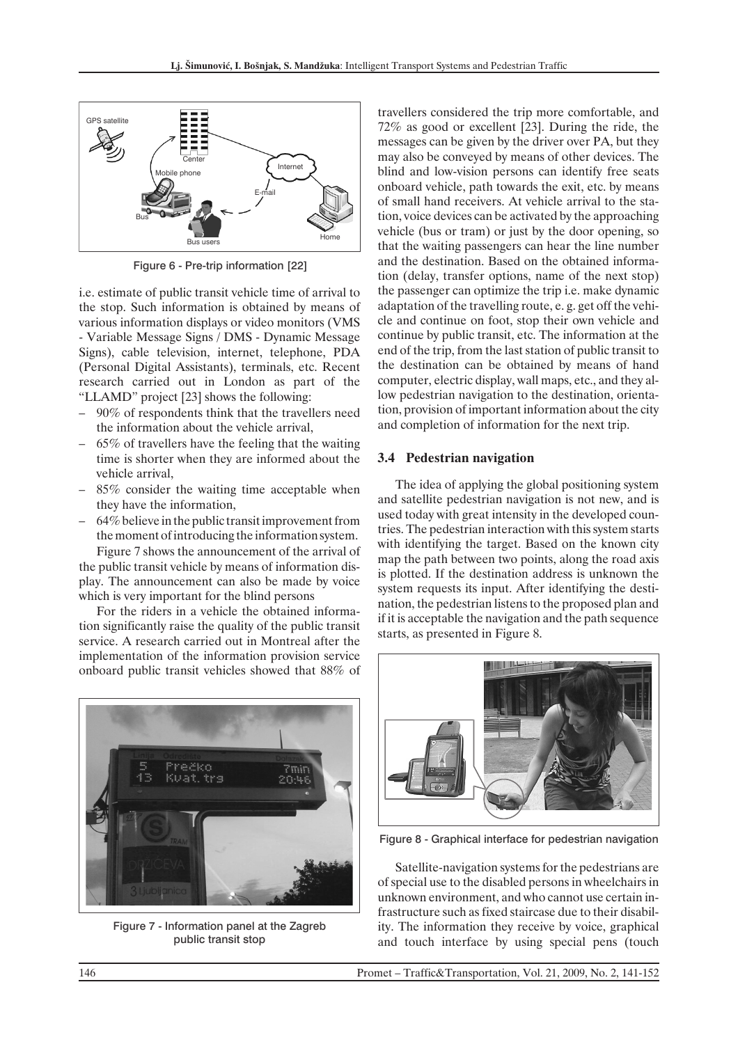Figure 6 - Pre-trip information [22]

i.e. estimate of public transit vehicle time of arrival to the stop. Such information is obtained by means of various information displays or video monitors (VMS - Variable Message Signs / DMS - Dynamic Message Signs), cable television, internet, telephone, PDA (Personal Digital Assistants), terminals, etc. Recent research carried out in London as part of the "LLAMD" project [23] shows the following:

- 90% of respondents think that the travellers need the information about the vehicle arrival,
- 65% of travellers have the feeling that the waiting time is shorter when they are informed about the vehicle arrival,
- 85% consider the waiting time acceptable when they have the information,
- 64% believe in the public transit improvement from the moment of introducing the information system.

Figure 7 shows the announcement of the arrival of the public transit vehicle by means of information display. The announcement can also be made by voice which is very important for the blind persons

For the riders in a vehicle the obtained information significantly raise the quality of the public transit service. A research carried out in Montreal after the implementation of the information provision service onboard public transit vehicles showed that 88% of travellers considered the trip more comfortable, and 72% as good or excellent [23]. During the ride, the messages can be given by the driver over PA, but they may also be conveyed by means of other devices. The blind and low-vision persons can identify free seats onboard vehicle, path towards the exit, etc. by means of small hand receivers. At vehicle arrival to the station, voice devices can be activated by the approaching vehicle (bus or tram) or just by the door opening, so that the waiting passengers can hear the line number and the destination. Based on the obtained information (delay, transfer options, name of the next stop) the passenger can optimize the trip i.e. make dynamic adaptation of the travelling route, e. g. get off the vehicle and continue on foot, stop their own vehicle and continue by public transit, etc. The information at the end of the trip, from the last station of public transit to the destination can be obtained by means of hand computer, electric display, wall maps, etc., and they allow pedestrian navigation to the destination, orientation, provision of important information about the city and completion of information for the next trip.

Figure 7 - Information panel at the Zagreb public transit stop

### 3.4 Pedestrian navigation

The idea of applying the global positioning system and satellite pedestrian navigation is not new, and is used today with great intensity in the developed countries. The pedestrian interaction with this system starts with identifying the target. Based on the known city map the path between two points, along the road axis is plotted. If the destination address is unknown the system requests its input. After identifying the destination, the pedestrian listens to the proposed plan and if it is acceptable the navigation and the path sequence starts, as presented in Figure 8.

Figure 8 - Graphical interface for pedestrian navigation

Satellite-navigation systems for the pedestrians are of special use to the disabled persons in wheelchairs in unknown environment, and who cannot use certain infrastructure such as fixed staircase due to their disability. The information they receive by voice, graphical and touch interface by using special pens (touch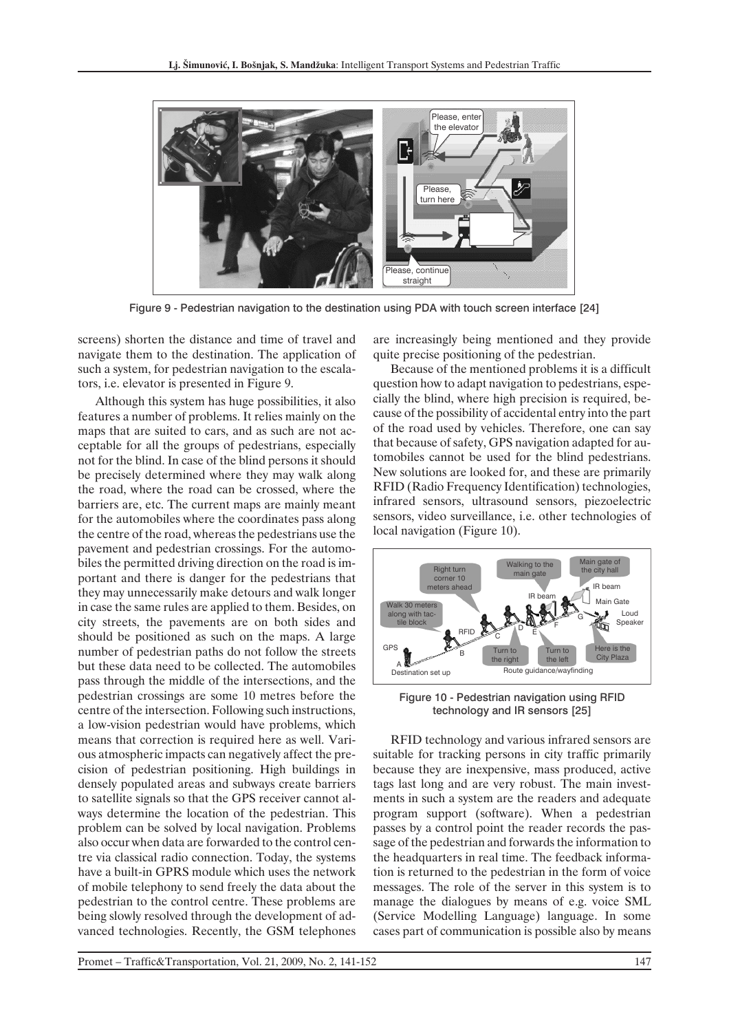Figure 9 - Pedestrian navigation to the destination using PDA with touch screen interface [24]

screens) shorten the distance and time of travel and navigate them to the destination. The application of such a system, for pedestrian navigation to the escalators, i.e. elevator is presented in Figure 9.

Although this system has huge possibilities, it also features a number of problems. It relies mainly on the maps that are suited to cars, and as such are not acceptable for all the groups of pedestrians, especially not for the blind. In case of the blind persons it should be precisely determined where they may walk along the road, where the road can be crossed, where the barriers are, etc. The current maps are mainly meant for the automobiles where the coordinates pass along the centre of the road, whereas the pedestrians use the pavement and pedestrian crossings. For the automobiles the permitted driving direction on the road is important and there is danger for the pedestrians that they may unnecessarily make detours and walk longer in case the same rules are applied to them. Besides, on city streets, the pavements are on both sides and should be positioned as such on the maps. A large number of pedestrian paths do not follow the streets but these data need to be collected. The automobiles pass through the middle of the intersections, and the pedestrian crossings are some 10 metres before the centre of the intersection. Following such instructions, a low-vision pedestrian would have problems, which means that correction is required here as well. Various atmospheric impacts can negatively affect the precision of pedestrian positioning. High buildings in densely populated areas and subways create barriers to satellite signals so that the GPS receiver cannot always determine the location of the pedestrian. This problem can be solved by local navigation. Problems also occur when data are forwarded to the control centre via classical radio connection. Today, the systems have a built-in GPRS module which uses the network of mobile telephony to send freely the data about the pedestrian to the control centre. These problems are being slowly resolved through the development of advanced technologies. Recently, the GSM telephones are increasingly being mentioned and they provide quite precise positioning of the pedestrian.

Because of the mentioned problems it is a difficult question how to adapt navigation to pedestrians, especially the blind, where high precision is required, because of the possibility of accidental entry into the part of the road used by vehicles. Therefore, one can say that because of safety, GPS navigation adapted for automobiles cannot be used for the blind pedestrians. New solutions are looked for, and these are primarily RFID (Radio Frequency Identification) technologies, infrared sensors, ultrasound sensors, piezoelectric sensors, video surveillance, i.e. other technologies of local navigation (Figure 10).

Figure 10 - Pedestrian navigation using RFID technology and IR sensors [25]

RFID technology and various infrared sensors are suitable for tracking persons in city traffic primarily because they are inexpensive, mass produced, active tags last long and are very robust. The main investments in such a system are the readers and adequate program support (software). When a pedestrian passes by a control point the reader records the passage of the pedestrian and forwards the information to the headquarters in real time. The feedback information is returned to the pedestrian in the form of voice messages. The role of the server in this system is to manage the dialogues by means of e.g. voice SML (Service Modelling Language) language. In some cases part of communication is possible also by means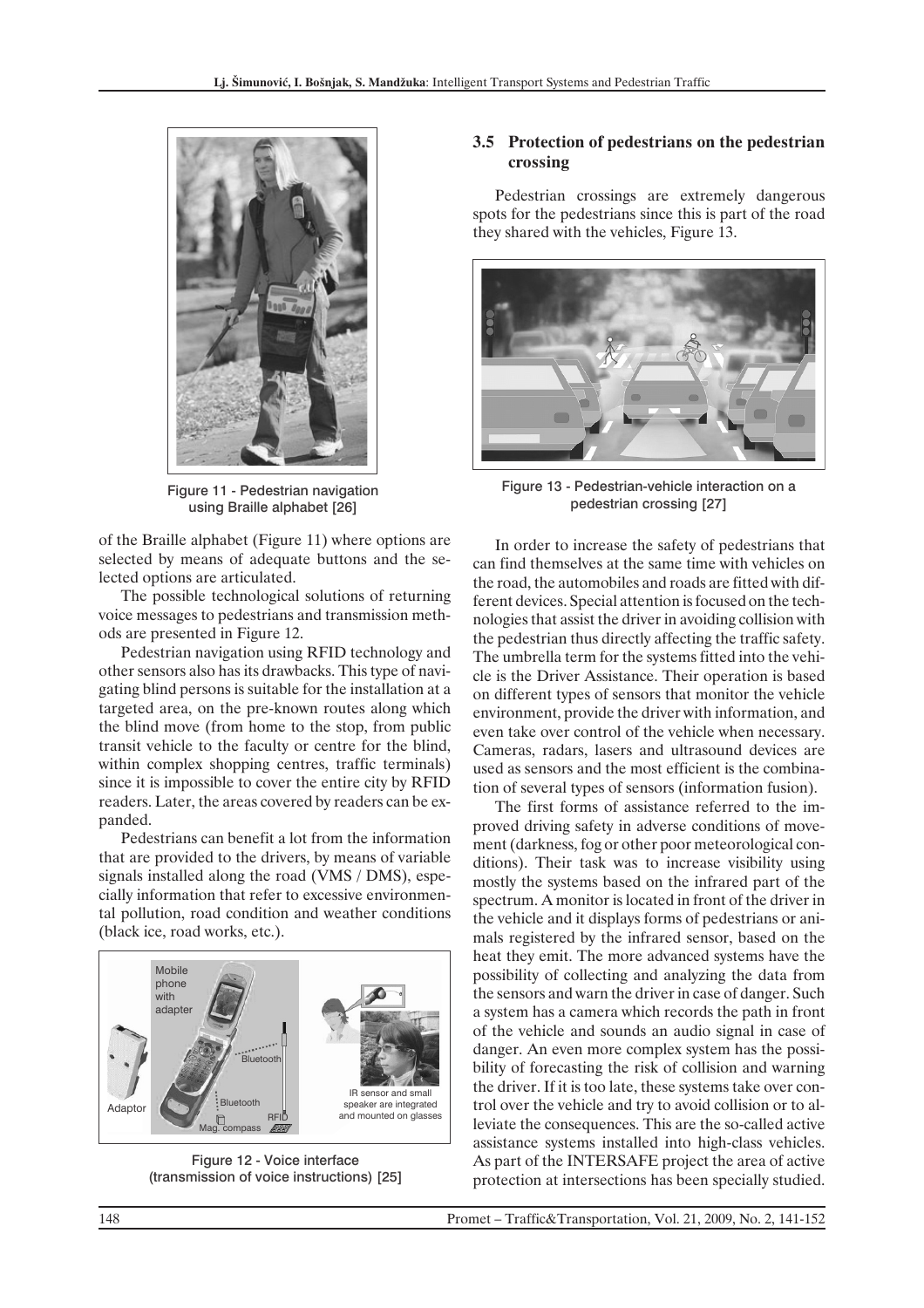Figure 11 - Pedestrian navigation using Braille alphabet [26]

of the Braille alphabet (Figure 11) where options are selected by means of adequate buttons and the selected options are articulated.

The possible technological solutions of returning voice messages to pedestrians and transmission methods are presented in Figure 12.

Pedestrian navigation using RFID technology and other sensors also has its drawbacks. This type of navigating blind persons is suitable for the installation at a targeted area, on the pre-known routes along which the blind move (from home to the stop, from public transit vehicle to the faculty or centre for the blind, within complex shopping centres, traffic terminals) since it is impossible to cover the entire city by RFID readers. Later, the areas covered by readers can be expanded.

Pedestrians can benefit a lot from the information that are provided to the drivers, by means of variable signals installed along the road (VMS / DMS), especially information that refer to excessive environmental pollution, road condition and weather conditions (black ice, road works, etc.).

Figure 12 - Voice interface (transmission of voice instructions) [25]

### 3.5 Protection of pedestrians on the pedestrian crossing

Pedestrian crossings are extremely dangerous spots for the pedestrians since this is part of the road they shared with the vehicles, Figure 13.

Figure 13 - Pedestrian-vehicle interaction on a pedestrian crossing [27]

In order to increase the safety of pedestrians that can find themselves at the same time with vehicles on the road, the automobiles and roads are fitted with different devices. Special attention is focused on the technologies that assist the driver in avoiding collision with the pedestrian thus directly affecting the traffic safety. The umbrella term for the systems fitted into the vehicle is the Driver Assistance. Their operation is based on different types of sensors that monitor the vehicle environment, provide the driver with information, and even take over control of the vehicle when necessary. Cameras, radars, lasers and ultrasound devices are used as sensors and the most efficient is the combination of several types of sensors (information fusion).

The first forms of assistance referred to the improved driving safety in adverse conditions of movement (darkness, fog or other poor meteorological conditions). Their task was to increase visibility using mostly the systems based on the infrared part of the spectrum. A monitor is located in front of the driver in the vehicle and it displays forms of pedestrians or animals registered by the infrared sensor, based on the heat they emit. The more advanced systems have the possibility of collecting and analyzing the data from the sensors and warn the driver in case of danger. Such a system has a camera which records the path in front of the vehicle and sounds an audio signal in case of danger. An even more complex system has the possibility of forecasting the risk of collision and warning the driver. If it is too late, these systems take over control over the vehicle and try to avoid collision or to alleviate the consequences. This are the so-called active assistance systems installed into high-class vehicles. As part of the INTERSAFE project the area of active protection at intersections has been specially studied.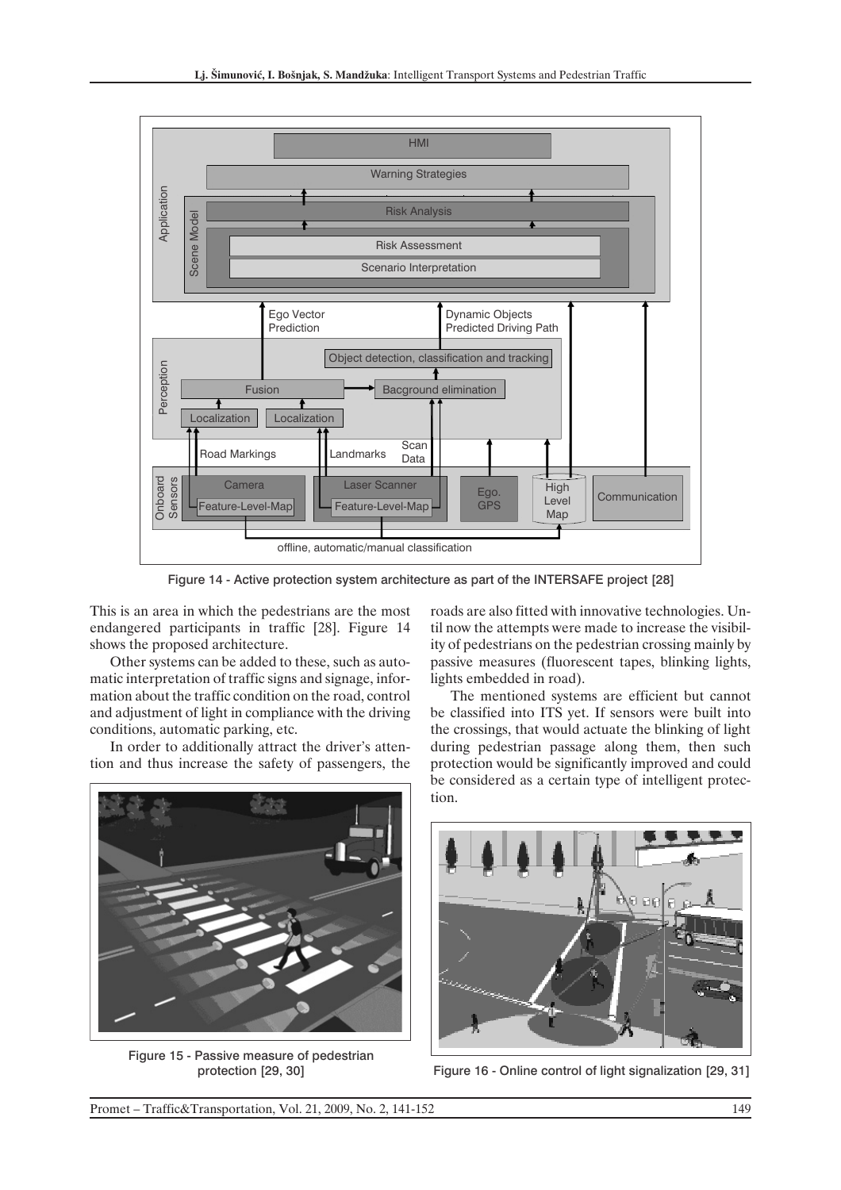Figure 14 - Active protection system architecture as part of the INTERSAFE project [28]

This is an area in which the pedestrians are the most endangered participants in traffic [28]. Figure 14 shows the proposed architecture.

Other systems can be added to these, such as automatic interpretation of traffic signs and signage, information about the traffic condition on the road, control and adjustment of light in compliance with the driving conditions, automatic parking, etc.

In order to additionally attract the driver's attention and thus increase the safety of passengers, the roads are also fitted with innovative technologies. Until now the attempts were made to increase the visibility of pedestrians on the pedestrian crossing mainly by passive measures (fluorescent tapes, blinking lights, lights embedded in road).

The mentioned systems are efficient but cannot be classified into ITS yet. If sensors were built into the crossings, that would actuate the blinking of light during pedestrian passage along them, then such protection would be significantly improved and could be considered as a certain type of intelligent protection.

Figure 15 - Passive measure of pedestrian protection [29, 30]

Figure 16 - Online control of light signalization [29, 31]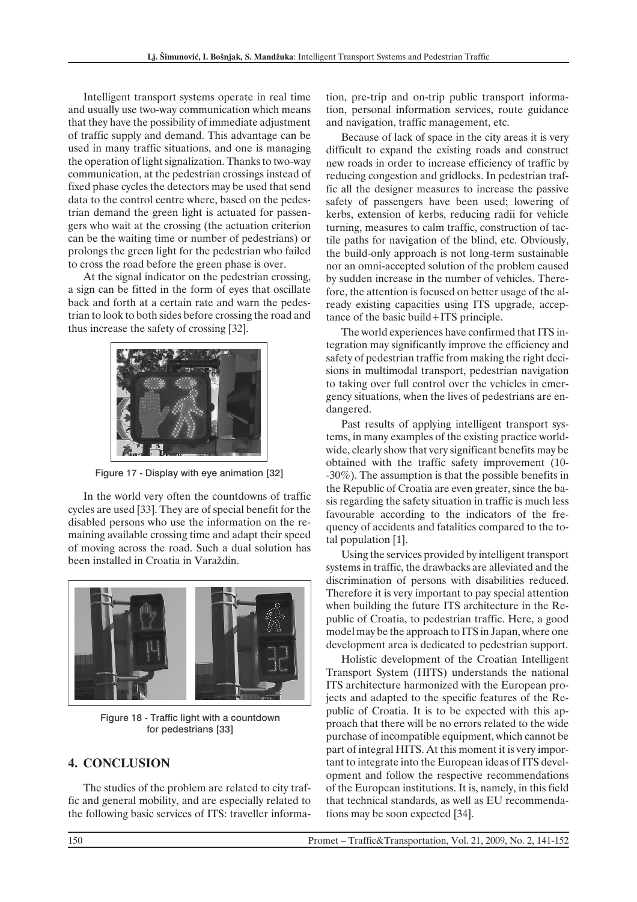Intelligent transport systems operate in real time and usually use two-way communication which means that they have the possibility of immediate adjustment of traffic supply and demand. This advantage can be used in many traffic situations, and one is managing the operation of light signalization. Thanks to two-way communication, at the pedestrian crossings instead of fixed phase cycles the detectors may be used that send data to the control centre where, based on the pedestrian demand the green light is actuated for passengers who wait at the crossing (the actuation criterion can be the waiting time or number of pedestrians) or prolongs the green light for the pedestrian who failed to cross the road before the green phase is over.

At the signal indicator on the pedestrian crossing, a sign can be fitted in the form of eyes that oscillate back and forth at a certain rate and warn the pedestrian to look to both sides before crossing the road and thus increase the safety of crossing [32].

Figure 17 - Display with eye animation [32]

In the world very often the countdowns of traffic cycles are used [33]. They are of special benefit for the disabled persons who use the information on the remaining available crossing time and adapt their speed of moving across the road. Such a dual solution has been installed in Croatia in Varaždin.

Figure 18 - Traffic light with a countdown for pedestrians [33]

## 4. CONCLUSION

The studies of the problem are related to city traffic and general mobility, and are especially related to the following basic services of ITS: traveller information, pre-trip and on-trip public transport information, personal information services, route guidance and navigation, traffic management, etc.

Because of lack of space in the city areas it is very difficult to expand the existing roads and construct new roads in order to increase efficiency of traffic by reducing congestion and gridlocks. In pedestrian traffic all the designer measures to increase the passive safety of passengers have been used; lowering of kerbs, extension of kerbs, reducing radii for vehicle turning, measures to calm traffic, construction of tactile paths for navigation of the blind, etc. Obviously, the build-only approach is not long-term sustainable nor an omni-accepted solution of the problem caused by sudden increase in the number of vehicles. Therefore, the attention is focused on better usage of the already existing capacities using ITS upgrade, acceptance of the basic build+ITS principle.

The world experiences have confirmed that ITS integration may significantly improve the efficiency and safety of pedestrian traffic from making the right decisions in multimodal transport, pedestrian navigation to taking over full control over the vehicles in emergency situations, when the lives of pedestrians are endangered.

Past results of applying intelligent transport systems, in many examples of the existing practice worldwide, clearly show that very significant benefits may be obtained with the traffic safety improvement (10--30%). The assumption is that the possible benefits in the Republic of Croatia are even greater, since the basis regarding the safety situation in traffic is much less favourable according to the indicators of the frequency of accidents and fatalities compared to the total population [1].

Using the services provided by intelligent transport systems in traffic, the drawbacks are alleviated and the discrimination of persons with disabilities reduced. Therefore it is very important to pay special attention when building the future ITS architecture in the Republic of Croatia, to pedestrian traffic. Here, a good model may be the approach to ITS in Japan, where one development area is dedicated to pedestrian support.

Holistic development of the Croatian Intelligent Transport System (HITS) understands the national ITS architecture harmonized with the European projects and adapted to the specific features of the Republic of Croatia. It is to be expected with this approach that there will be no errors related to the wide purchase of incompatible equipment, which cannot be part of integral HITS. At this moment it is very important to integrate into the European ideas of ITS development and follow the respective recommendations of the European institutions. It is, namely, in this field that technical standards, as well as EU recommendations may be soon expected [34].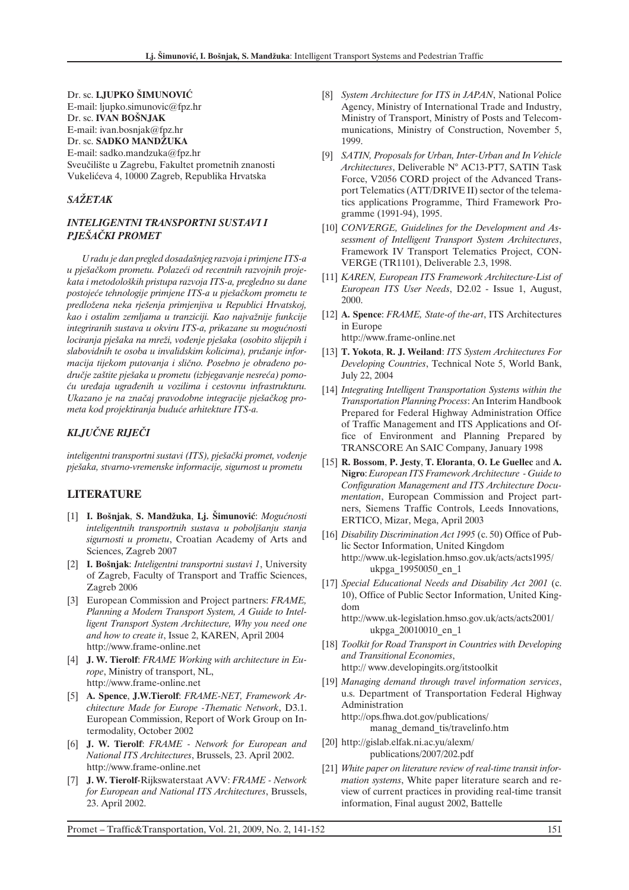Dr. sc. **LJUPKO ŠIMUNOVIĆ**
E-mail: ljupko.simunovic@fpz.hr
Dr. sc. **IVAN BOŠNJAK**
E-mail: ivan.bosnjak@fpz.hr
Dr. sc. **SADKO MANDŽUKA**
E-mail: sadko.mandzuka@fpz.hr
Sveučilište u Zagrebu, Fakultet prometnih znanosti
Vukelićeva 4, 10000 Zagreb, Republika Hrvatska

## *SAŽETAK*

### *INTELIGENTNI TRANSPORTNI SUSTAVI I PJEŠAČKI PROMET*

*U radu je dan pregled dosadašnjeg razvoja i primjene ITS-a u pješačkom prometu. Polazeći od recentnih razvojnih projekata i metodoloških pristupa razvoja ITS-a, pregledno su dane postojeće tehnologije primjene ITS-a u pješačkom prometu te predložena neka rješenja primjenjiva u Republici Hrvatskoj, kao i ostalim zemljama u tranziciji. Kao najvažnije funkcije integriranih sustava u okviru ITS-a, prikazane su mogućnosti lociranja pješaka na mreži, vođenje pješaka (osobito slijepih i slabovidnih te osoba u invalidskim kolicima), pružanje informacija tijekom putovanja i slično. Posebno je obrađeno područje zaštite pješaka u prometu (izbjegavanje nesreća) pomoću uređaja ugrađenih u vozilima i cestovnu infrastrukturu. Ukazano je na značaj pravodobne integracije pješačkog prometa kod projektiranja buduće arhitekture ITS-a.*

## *KLJUČNE RIJEČI*

*inteligentni transportni sustavi (ITS), pješački promet, vođenje pješaka, stvarno-vremenske informacije, sigurnost u prometu*

## LITERATURE

[1] **I. Bošnjak**, **S. Mandžuka**, **Lj. Šimunović**: *Mogućnosti inteligentnih transportnih sustava u poboljšanju stanja sigurnosti u prometu*, Croatian Academy of Arts and Sciences, Zagreb 2007

[2] **I. Bošnjak**: *Inteligentni transportni sustavi 1*, University of Zagreb, Faculty of Transport and Traffic Sciences, Zagreb 2006

[3] European Commission and Project partners: *FRAME, Planning a Modern Transport System, A Guide to Intelligent Transport System Architecture, Why you need one and how to create it*, Issue 2, KAREN, April 2004 http://www.frame-online.net

[4] **J. W. Tierolf**: *FRAME Working with architecture in Europe*, Ministry of transport, NL, http://www.frame-online.net

[5] **A. Spence**, **J.W.Tierolf**: *FRAME-NET, Framework Architecture Made for Europe -Thematic Network*, D3.1. European Commission, Report of Work Group on Intermodality, October 2002

[6] **J. W. Tierolf**: *FRAME - Network for European and National ITS Architectures*, Brussels, 23. April 2002. http://www.frame-online.net

[7] **J. W. Tierolf**-Rijkswaterstaat AVV: *FRAME - Network for European and National ITS Architectures*, Brussels, 23. April 2002.

[8] *System Architecture for ITS in JAPAN*, National Police Agency, Ministry of International Trade and Industry, Ministry of Transport, Ministry of Posts and Telecommunications, Ministry of Construction, November 5, 1999.

[9] *SATIN, Proposals for Urban, Inter-Urban and In Vehicle Architectures*, Deliverable N° AC13-PT7, SATIN Task Force, V2056 CORD project of the Advanced Transport Telematics (ATT/DRIVE II) sector of the telematics applications Programme, Third Framework Programme (1991-94), 1995.

[10] *CONVERGE, Guidelines for the Development and Assessment of Intelligent Transport System Architectures*, Framework IV Transport Telematics Project, CONVERGE (TR1101), Deliverable 2.3, 1998.

[11] *KAREN, European ITS Framework Architecture-List of European ITS User Needs*, D2.02 - Issue 1, August, 2000.

[12] **A. Spence**: *FRAME, State-of the-art*, ITS Architectures in Europe
http://www.frame-online.net

[13] **T. Yokota**, **R. J. Weiland**: *ITS System Architectures For Developing Countries*, Technical Note 5, World Bank, July 22, 2004

[14] *Integrating Intelligent Transportation Systems within the Transportation Planning Process*: An Interim Handbook Prepared for Federal Highway Administration Office of Traffic Management and ITS Applications and Office of Environment and Planning Prepared by TRANSCORE An SAIC Company, January 1998

[15] **R. Bossom**, **P. Jesty**, **T. Eloranta**, **O. Le Guellec** and **A. Nigro**: *European ITS Framework Architecture - Guide to Configuration Management and ITS Architecture Documentation*, European Commission and Project partners, Siemens Traffic Controls, Leeds Innovations, ERTICO, Mizar, Mega, April 2003

[16] *Disability Discrimination Act 1995* (c. 50) Office of Public Sector Information, United Kingdom
http://www.uk-legislation.hmso.gov.uk/acts/acts1995/ukpga_19950050_en_1

[17] *Special Educational Needs and Disability Act 2001* (c. 10), Office of Public Sector Information, United Kingdom
http://www.uk-legislation.hmso.gov.uk/acts/acts2001/ukpga_20010010_en_1

[18] *Toolkit for Road Transport in Countries with Developing and Transitional Economies*,
http:// www.developingits.org/itstoolkit

[19] *Managing demand through travel information services*, u.s. Department of Transportation Federal Highway Administration
http://ops.fhwa.dot.gov/publications/manag_demand_tis/travelinfo.htm

[20] http://gislab.elfak.ni.ac.yu/alexm/publications/2007/202.pdf

[21] *White paper on literature review of real-time transit information systems*, White paper literature search and review of current practices in providing real-time transit information, Final august 2002, Battelle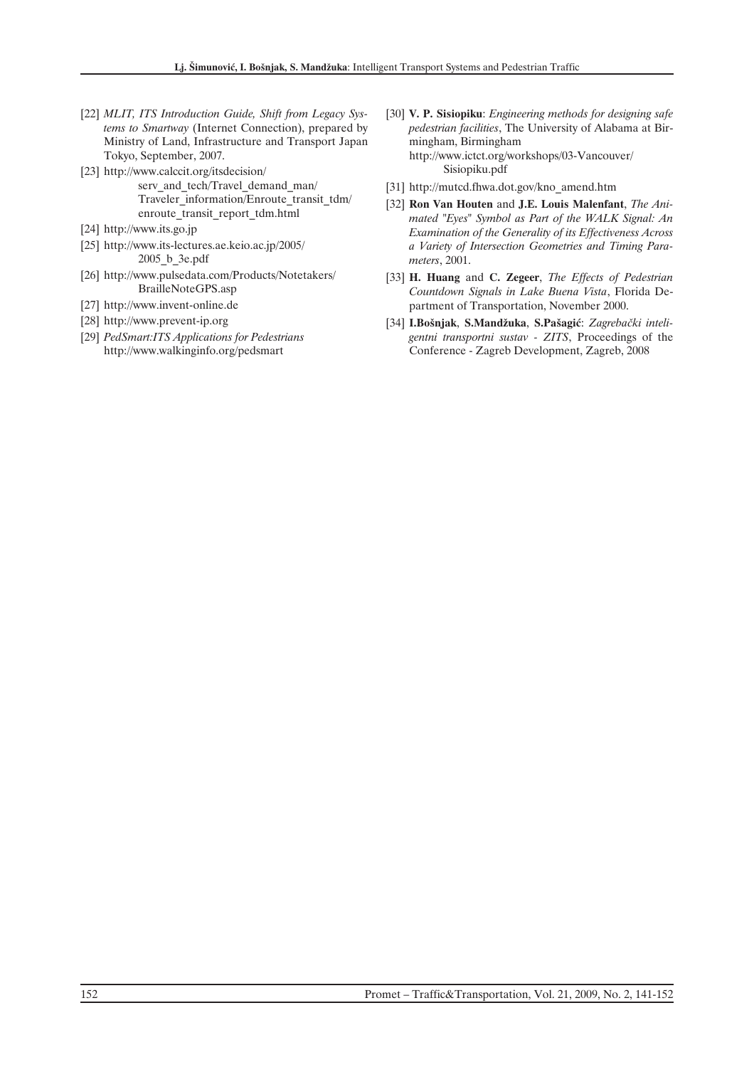[22] *MLIT, ITS Introduction Guide, Shift from Legacy Systems to Smartway* (Internet Connection), prepared by Ministry of Land, Infrastructure and Transport Japan Tokyo, September, 2007.

[23] http://www.calccit.org/itsdecision/serv_and_tech/Travel_demand_man/Traveler_information/Enroute_transit_tdm/enroute_transit_report_tdm.html

[24] http://www.its.go.jp

[25] http://www.its-lectures.ae.keio.ac.jp/2005/2005_b_3e.pdf

[26] http://www.pulsedata.com/Products/Notetakers/BrailleNoteGPS.asp

[27] http://www.invent-online.de

[28] http://www.prevent-ip.org

[29] *PedSmart:ITS Applications for Pedestrians* http://www.walkinginfo.org/pedsmart

[30] **V. P. Sisiopiku**: *Engineering methods for designing safe pedestrian facilities*, The University of Alabama at Birmingham, Birmingham http://www.ictct.org/workshops/03-Vancouver/Sisiopiku.pdf

[31] http://mutcd.fhwa.dot.gov/kno_amend.htm

[32] **Ron Van Houten** and **J.E. Louis Malenfant**, *The Animated "Eyes" Symbol as Part of the WALK Signal: An Examination of the Generality of its Effectiveness Across a Variety of Intersection Geometries and Timing Parameters*, 2001.

[33] **H. Huang** and **C. Zegeer**, *The Effects of Pedestrian Countdown Signals in Lake Buena Vista*, Florida Department of Transportation, November 2000.

[34] **I.Bošnjak**, **S.Mandžuka**, **S.Pašagić**: *Zagrebački inteligentni transportni sustav - ZITS*, Proceedings of the Conference - Zagreb Development, Zagreb, 2008